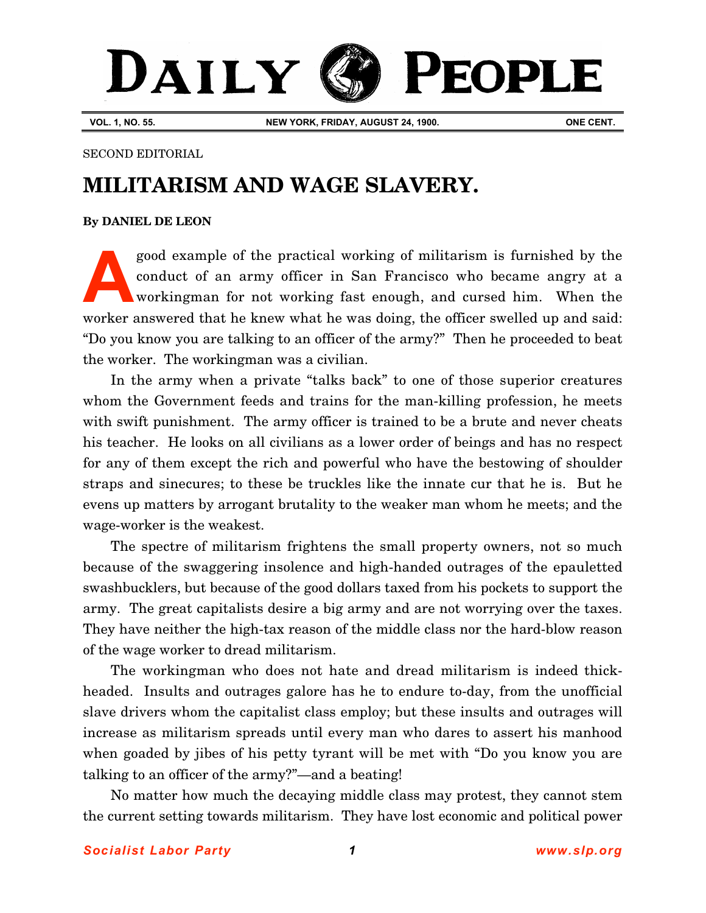# DAILY PEOPLE

VOL. 1, NO. 55. NEW YORK, FRIDAY, AUGUST 24, 1900. ONE CENT.

SECOND EDITORIAL

## MILITARISM AND WAGE SLAVERY.

**By DANIEL DE LEON**

A good example of the practical working of militarism is furnished by the conduct of an army officer in San Francisco who became angry at a workingman for not working fast enough, and cursed him. When the worker answered that he knew what he was doing, the officer swelled up and said: "Do you know you are talking to an officer of the army?" Then he proceeded to beat the worker. The workingman was a civilian.

In the army when a private "talks back" to one of those superior creatures whom the Government feeds and trains for the man-killing profession, he meets with swift punishment. The army officer is trained to be a brute and never cheats his teacher. He looks on all civilians as a lower order of beings and has no respect for any of them except the rich and powerful who have the bestowing of shoulder straps and sinecures; to these be truckles like the innate cur that he is. But he evens up matters by arrogant brutality to the weaker man whom he meets; and the wage-worker is the weakest.

The spectre of militarism frightens the small property owners, not so much because of the swaggering insolence and high-handed outrages of the epauletted swashbucklers, but because of the good dollars taxed from his pockets to support the army. The great capitalists desire a big army and are not worrying over the taxes. They have neither the high-tax reason of the middle class nor the hard-blow reason of the wage worker to dread militarism.

The workingman who does not hate and dread militarism is indeed thick-headed. Insults and outrages galore has he to endure to-day, from the unofficial slave drivers whom the capitalist class employ; but these insults and outrages will increase as militarism spreads until every man who dares to assert his manhood when goaded by jibes of his petty tyrant will be met with "Do you know you are talking to an officer of the army?"—and a beating!

No matter how much the decaying middle class may protest, they cannot stem the current setting towards militarism. They have lost economic and political power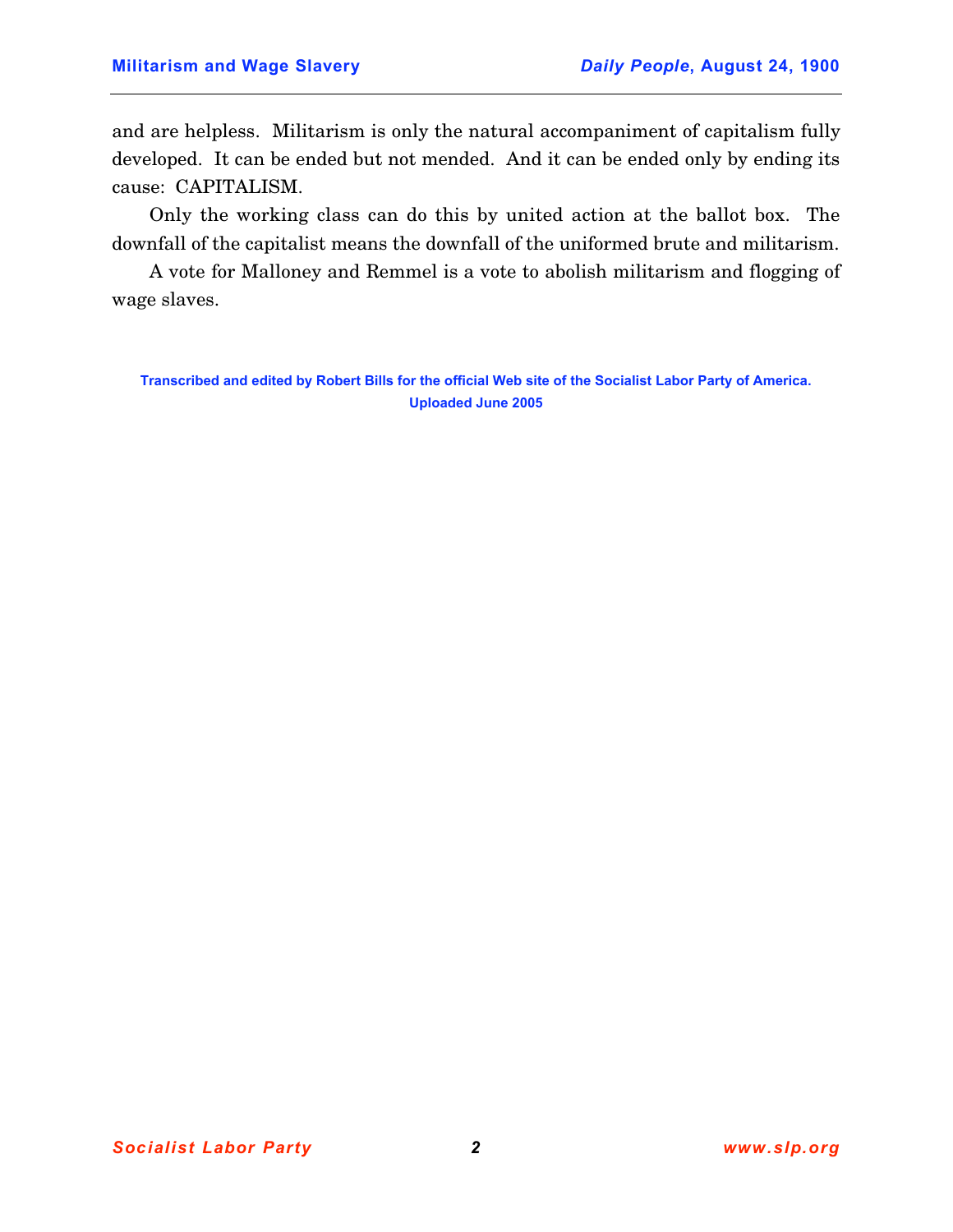and are helpless. Militarism is only the natural accompaniment of capitalism fully developed. It can be ended but not mended. And it can be ended only by ending its cause: CAPITALISM.

Only the working class can do this by united action at the ballot box. The downfall of the capitalist means the downfall of the uniformed brute and militarism.

A vote for Malloney and Remmel is a vote to abolish militarism and flogging of wage slaves.

**Transcribed and edited by Robert Bills for the official Web site of the Socialist Labor Party of America.**
**Uploaded June 2005**